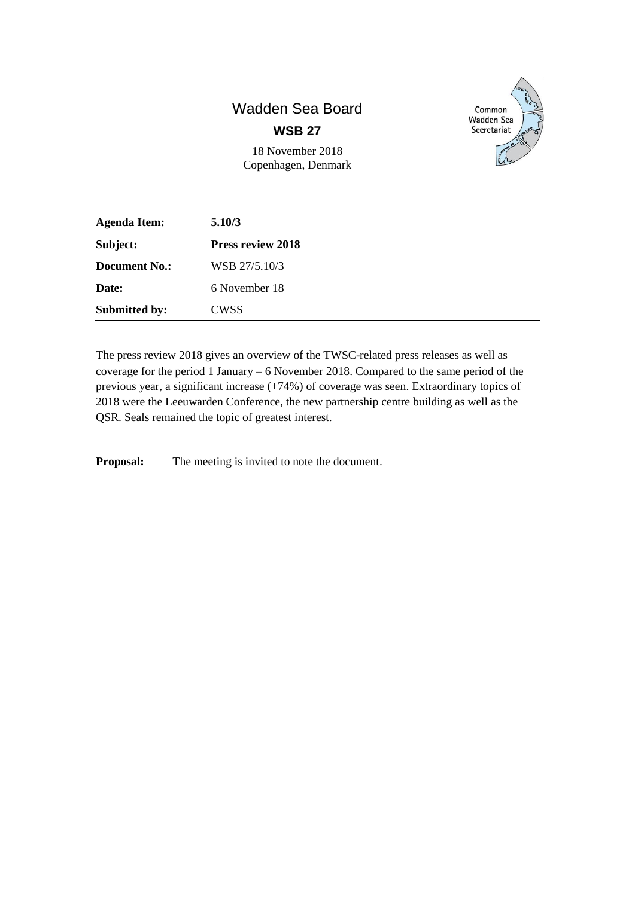# Wadden Sea Board

## WSB 27

18 November 2018
Copenhagen, Denmark

| | |
|---|---|
| **Agenda Item:** | **5.10/3** |
| **Subject:** | **Press review 2018** |
| **Document No.:** | WSB 27/5.10/3 |
| **Date:** | 6 November 18 |
| **Submitted by:** | CWSS |

The press review 2018 gives an overview of the TWSC-related press releases as well as coverage for the period 1 January – 6 November 2018. Compared to the same period of the previous year, a significant increase (+74%) of coverage was seen. Extraordinary topics of 2018 were the Leeuwarden Conference, the new partnership centre building as well as the QSR. Seals remained the topic of greatest interest.

**Proposal:** The meeting is invited to note the document.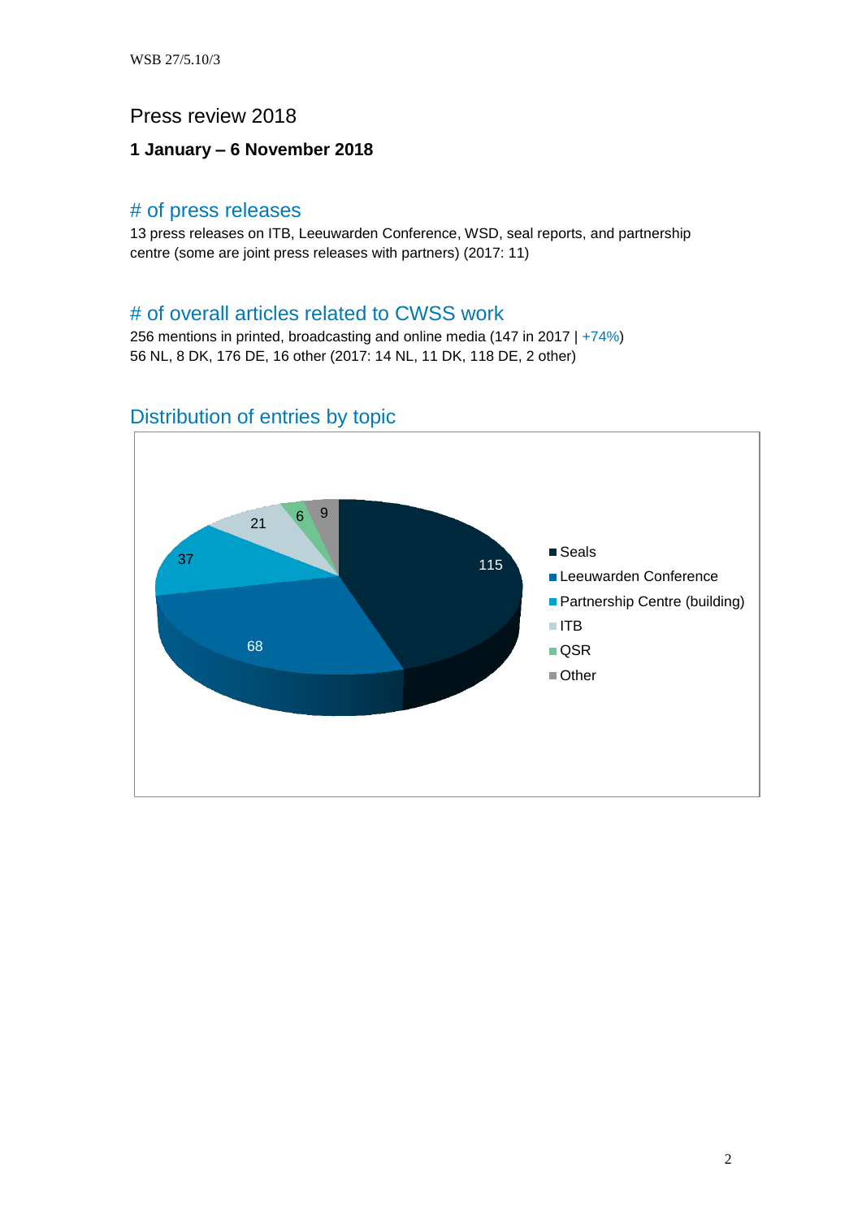## Press review 2018

**1 January – 6 November 2018**

### # of press releases

13 press releases on ITB, Leeuwarden Conference, WSD, seal reports, and partnership centre (some are joint press releases with partners) (2017: 11)

### # of overall articles related to CWSS work

256 mentions in printed, broadcasting and online media (147 in 2017 | +74%)
56 NL, 8 DK, 176 DE, 16 other (2017: 14 NL, 11 DK, 118 DE, 2 other)

### Distribution of entries by topic

115
68
37
21
6
9

Seals
Leeuwarden Conference
Partnership Centre (building)
ITB
QSR
Other